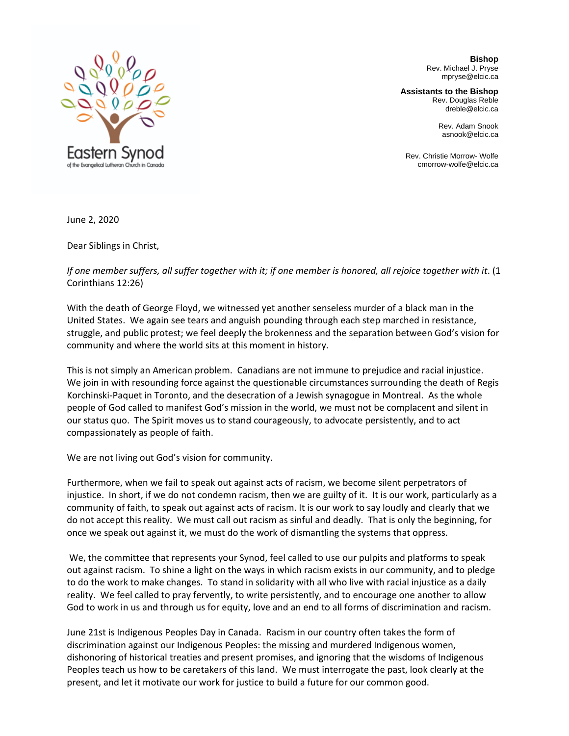Eastern Synod
of the Evangelical Lutheran Church in Canada

**Bishop**
Rev. Michael J. Pryse
mpryse@elcic.ca

**Assistants to the Bishop**
Rev. Douglas Reble
dreble@elcic.ca

Rev. Adam Snook
asnook@elcic.ca

Rev. Christie Morrow- Wolfe
cmorrow-wolfe@elcic.ca

June 2, 2020

Dear Siblings in Christ,

*If one member suffers, all suffer together with it; if one member is honored, all rejoice together with it*. (1 Corinthians 12:26)

With the death of George Floyd, we witnessed yet another senseless murder of a black man in the United States. We again see tears and anguish pounding through each step marched in resistance, struggle, and public protest; we feel deeply the brokenness and the separation between God's vision for community and where the world sits at this moment in history.

This is not simply an American problem. Canadians are not immune to prejudice and racial injustice. We join in with resounding force against the questionable circumstances surrounding the death of Regis Korchinski-Paquet in Toronto, and the desecration of a Jewish synagogue in Montreal. As the whole people of God called to manifest God's mission in the world, we must not be complacent and silent in our status quo. The Spirit moves us to stand courageously, to advocate persistently, and to act compassionately as people of faith.

We are not living out God's vision for community.

Furthermore, when we fail to speak out against acts of racism, we become silent perpetrators of injustice. In short, if we do not condemn racism, then we are guilty of it. It is our work, particularly as a community of faith, to speak out against acts of racism. It is our work to say loudly and clearly that we do not accept this reality. We must call out racism as sinful and deadly. That is only the beginning, for once we speak out against it, we must do the work of dismantling the systems that oppress.

We, the committee that represents your Synod, feel called to use our pulpits and platforms to speak out against racism. To shine a light on the ways in which racism exists in our community, and to pledge to do the work to make changes. To stand in solidarity with all who live with racial injustice as a daily reality. We feel called to pray fervently, to write persistently, and to encourage one another to allow God to work in us and through us for equity, love and an end to all forms of discrimination and racism.

June 21st is Indigenous Peoples Day in Canada. Racism in our country often takes the form of discrimination against our Indigenous Peoples: the missing and murdered Indigenous women, dishonoring of historical treaties and present promises, and ignoring that the wisdoms of Indigenous Peoples teach us how to be caretakers of this land. We must interrogate the past, look clearly at the present, and let it motivate our work for justice to build a future for our common good.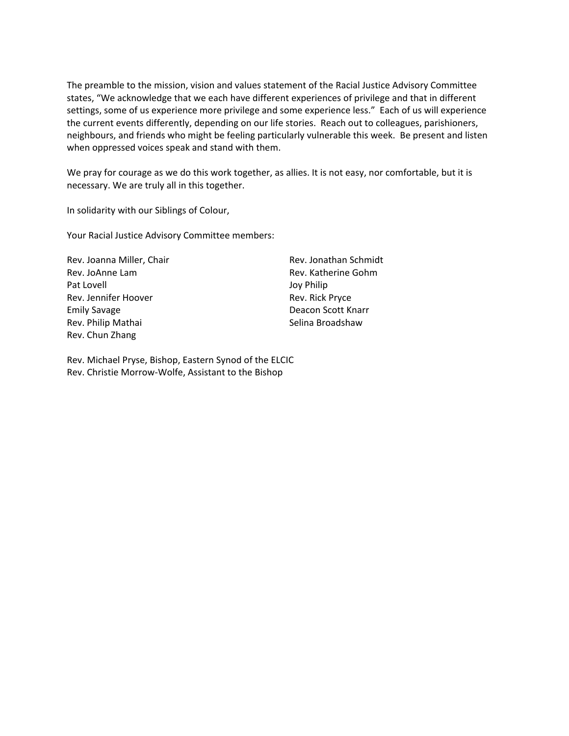The preamble to the mission, vision and values statement of the Racial Justice Advisory Committee states, "We acknowledge that we each have different experiences of privilege and that in different settings, some of us experience more privilege and some experience less." Each of us will experience the current events differently, depending on our life stories. Reach out to colleagues, parishioners, neighbours, and friends who might be feeling particularly vulnerable this week. Be present and listen when oppressed voices speak and stand with them.

We pray for courage as we do this work together, as allies. It is not easy, nor comfortable, but it is necessary. We are truly all in this together.

In solidarity with our Siblings of Colour,

Your Racial Justice Advisory Committee members:

Rev. Joanna Miller, Chair
Rev. JoAnne Lam
Pat Lovell
Rev. Jennifer Hoover
Emily Savage
Rev. Philip Mathai
Rev. Chun Zhang
Rev. Jonathan Schmidt
Rev. Katherine Gohm
Joy Philip
Rev. Rick Pryce
Deacon Scott Knarr
Selina Broadshaw

Rev. Michael Pryse, Bishop, Eastern Synod of the ELCIC
Rev. Christie Morrow-Wolfe, Assistant to the Bishop